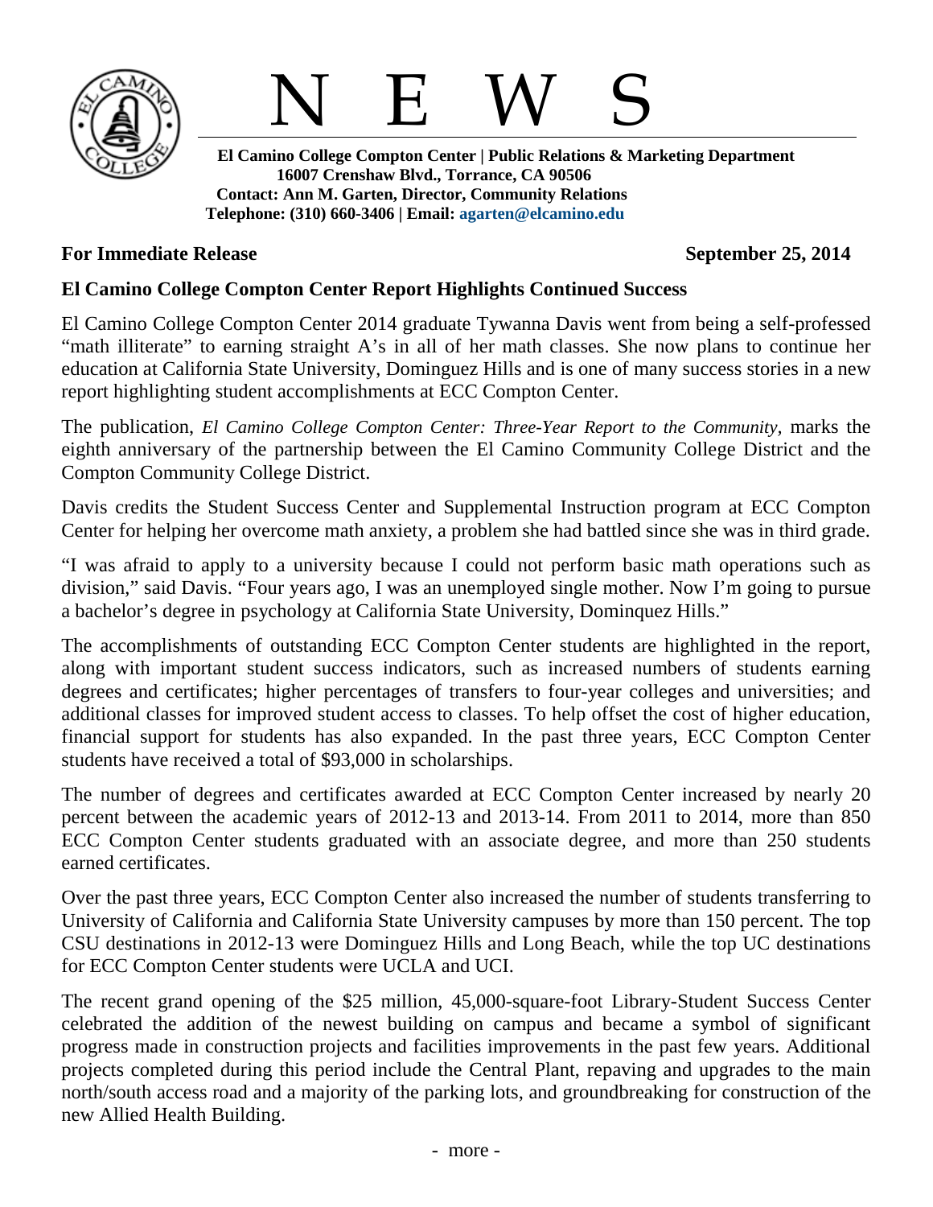# N E W S

**El Camino College Compton Center | Public Relations & Marketing Department**
**16007 Crenshaw Blvd., Torrance, CA 90506**
**Contact: Ann M. Garten, Director, Community Relations**
**Telephone: (310) 660-3406 | Email: agarten@elcamino.edu**

**For Immediate Release** **September 25, 2014**

## El Camino College Compton Center Report Highlights Continued Success

El Camino College Compton Center 2014 graduate Tywanna Davis went from being a self-professed "math illiterate" to earning straight A's in all of her math classes. She now plans to continue her education at California State University, Dominguez Hills and is one of many success stories in a new report highlighting student accomplishments at ECC Compton Center.

The publication, *El Camino College Compton Center: Three-Year Report to the Community*, marks the eighth anniversary of the partnership between the El Camino Community College District and the Compton Community College District.

Davis credits the Student Success Center and Supplemental Instruction program at ECC Compton Center for helping her overcome math anxiety, a problem she had battled since she was in third grade.

"I was afraid to apply to a university because I could not perform basic math operations such as division," said Davis. "Four years ago, I was an unemployed single mother. Now I'm going to pursue a bachelor's degree in psychology at California State University, Dominquez Hills."

The accomplishments of outstanding ECC Compton Center students are highlighted in the report, along with important student success indicators, such as increased numbers of students earning degrees and certificates; higher percentages of transfers to four-year colleges and universities; and additional classes for improved student access to classes. To help offset the cost of higher education, financial support for students has also expanded. In the past three years, ECC Compton Center students have received a total of $93,000 in scholarships.

The number of degrees and certificates awarded at ECC Compton Center increased by nearly 20 percent between the academic years of 2012-13 and 2013-14. From 2011 to 2014, more than 850 ECC Compton Center students graduated with an associate degree, and more than 250 students earned certificates.

Over the past three years, ECC Compton Center also increased the number of students transferring to University of California and California State University campuses by more than 150 percent. The top CSU destinations in 2012-13 were Dominguez Hills and Long Beach, while the top UC destinations for ECC Compton Center students were UCLA and UCI.

The recent grand opening of the $25 million, 45,000-square-foot Library-Student Success Center celebrated the addition of the newest building on campus and became a symbol of significant progress made in construction projects and facilities improvements in the past few years. Additional projects completed during this period include the Central Plant, repaving and upgrades to the main north/south access road and a majority of the parking lots, and groundbreaking for construction of the new Allied Health Building.

- more -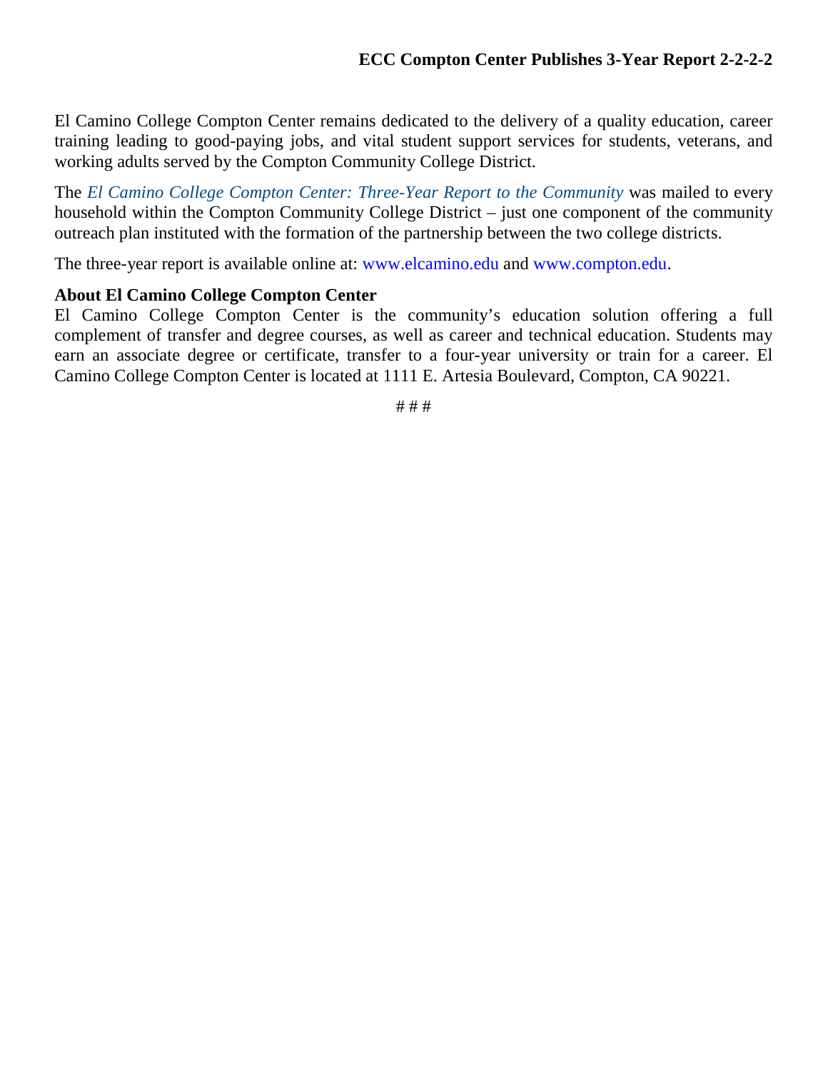El Camino College Compton Center remains dedicated to the delivery of a quality education, career training leading to good-paying jobs, and vital student support services for students, veterans, and working adults served by the Compton Community College District.

The *El Camino College Compton Center: Three-Year Report to the Community* was mailed to every household within the Compton Community College District – just one component of the community outreach plan instituted with the formation of the partnership between the two college districts.

The three-year report is available online at: www.elcamino.edu and www.compton.edu.

**About El Camino College Compton Center**

El Camino College Compton Center is the community's education solution offering a full complement of transfer and degree courses, as well as career and technical education. Students may earn an associate degree or certificate, transfer to a four-year university or train for a career. El Camino College Compton Center is located at 1111 E. Artesia Boulevard, Compton, CA 90221.

# # #